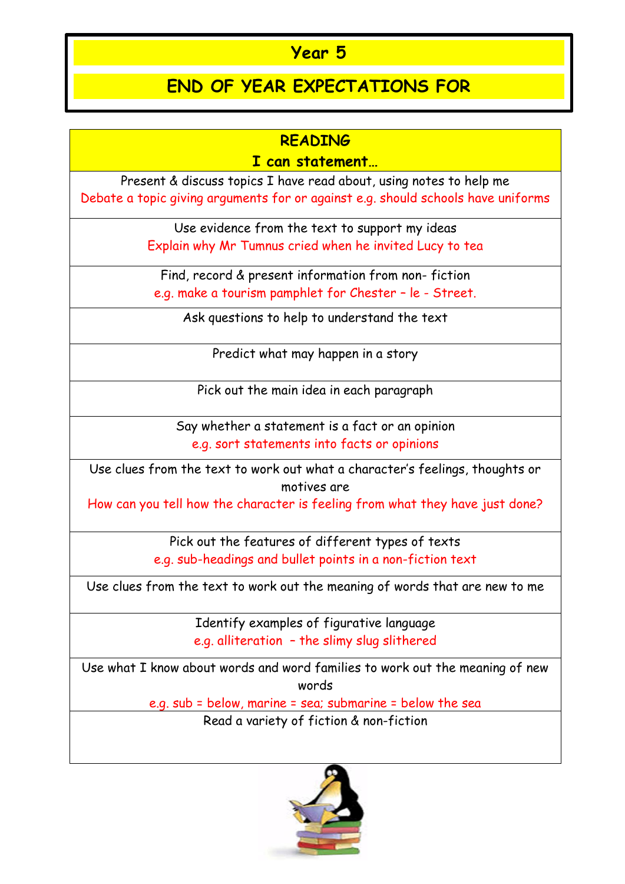# Year 5

## END OF YEAR EXPECTATIONS FOR

| READING<br>I can statement… |
| --- |
| Present & discuss topics I have read about, using notes to help me<br>Debate a topic giving arguments for or against e.g. should schools have uniforms |
| Use evidence from the text to support my ideas<br>Explain why Mr Tumnus cried when he invited Lucy to tea |
| Find, record & present information from non- fiction<br>e.g. make a tourism pamphlet for Chester – le - Street. |
| Ask questions to help to understand the text |
| Predict what may happen in a story |
| Pick out the main idea in each paragraph |
| Say whether a statement is a fact or an opinion<br>e.g. sort statements into facts or opinions |
| Use clues from the text to work out what a character's feelings, thoughts or motives are<br>How can you tell how the character is feeling from what they have just done? |
| Pick out the features of different types of texts<br>e.g. sub-headings and bullet points in a non-fiction text |
| Use clues from the text to work out the meaning of words that are new to me |
| Identify examples of figurative language<br>e.g. alliteration – the slimy slug slithered |
| Use what I know about words and word families to work out the meaning of new words<br>e.g. sub = below, marine = sea; submarine = below the sea |
| Read a variety of fiction & non-fiction |